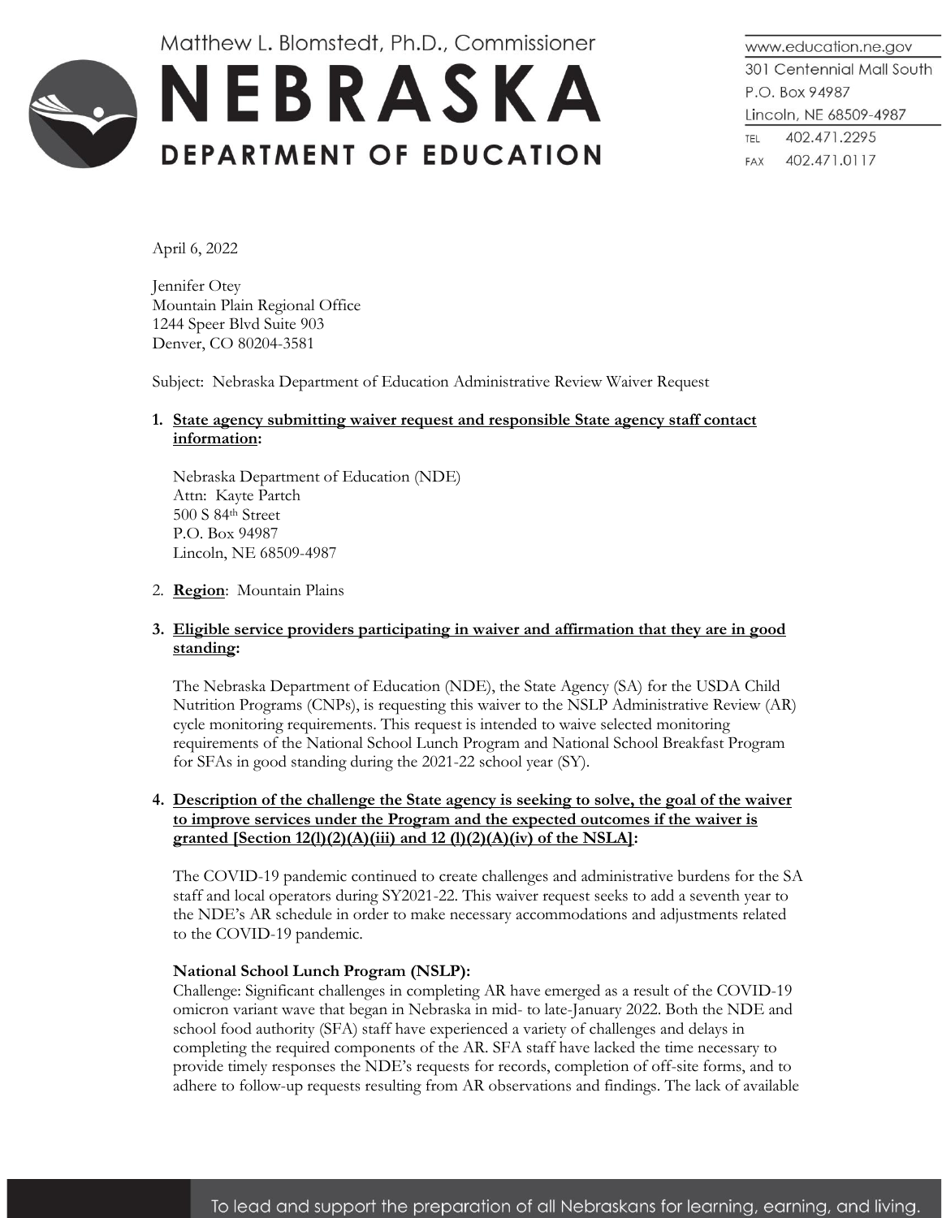Matthew L. Blomstedt, Ph.D., Commissioner

# NEBRASKA DEPARTMENT OF EDUCATION

www.education.ne.gov
301 Centennial Mall South
P.O. Box 94987
Lincoln, NE 68509-4987
TEL 402.471.2295
FAX 402.471.0117

April 6, 2022

Jennifer Otey
Mountain Plain Regional Office
1244 Speer Blvd Suite 903
Denver, CO 80204-3581

Subject: Nebraska Department of Education Administrative Review Waiver Request

1. **State agency submitting waiver request and responsible State agency staff contact information:**

   Nebraska Department of Education (NDE)
   Attn: Kayte Partch
   500 S 84th Street
   P.O. Box 94987
   Lincoln, NE 68509-4987

2. **Region**: Mountain Plains

3. **Eligible service providers participating in waiver and affirmation that they are in good standing:**

   The Nebraska Department of Education (NDE), the State Agency (SA) for the USDA Child Nutrition Programs (CNPs), is requesting this waiver to the NSLP Administrative Review (AR) cycle monitoring requirements. This request is intended to waive selected monitoring requirements of the National School Lunch Program and National School Breakfast Program for SFAs in good standing during the 2021-22 school year (SY).

4. **Description of the challenge the State agency is seeking to solve, the goal of the waiver to improve services under the Program and the expected outcomes if the waiver is granted [Section 12(l)(2)(A)(iii) and 12 (l)(2)(A)(iv) of the NSLA]:**

   The COVID-19 pandemic continued to create challenges and administrative burdens for the SA staff and local operators during SY2021-22. This waiver request seeks to add a seventh year to the NDE's AR schedule in order to make necessary accommodations and adjustments related to the COVID-19 pandemic.

   **National School Lunch Program (NSLP):**
   Challenge: Significant challenges in completing AR have emerged as a result of the COVID-19 omicron variant wave that began in Nebraska in mid- to late-January 2022. Both the NDE and school food authority (SFA) staff have experienced a variety of challenges and delays in completing the required components of the AR. SFA staff have lacked the time necessary to provide timely responses the NDE's requests for records, completion of off-site forms, and to adhere to follow-up requests resulting from AR observations and findings. The lack of available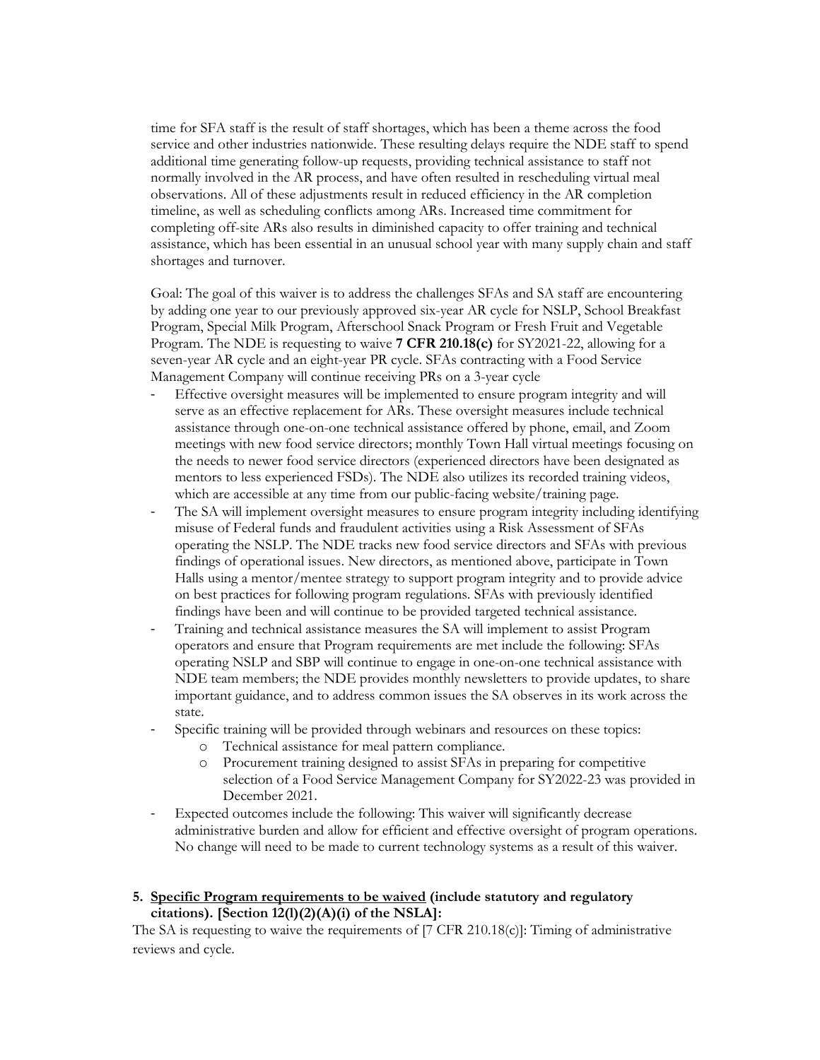time for SFA staff is the result of staff shortages, which has been a theme across the food service and other industries nationwide. These resulting delays require the NDE staff to spend additional time generating follow-up requests, providing technical assistance to staff not normally involved in the AR process, and have often resulted in rescheduling virtual meal observations. All of these adjustments result in reduced efficiency in the AR completion timeline, as well as scheduling conflicts among ARs. Increased time commitment for completing off-site ARs also results in diminished capacity to offer training and technical assistance, which has been essential in an unusual school year with many supply chain and staff shortages and turnover.

Goal: The goal of this waiver is to address the challenges SFAs and SA staff are encountering by adding one year to our previously approved six-year AR cycle for NSLP, School Breakfast Program, Special Milk Program, Afterschool Snack Program or Fresh Fruit and Vegetable Program. The NDE is requesting to waive **7 CFR 210.18(c)** for SY2021-22, allowing for a seven-year AR cycle and an eight-year PR cycle. SFAs contracting with a Food Service Management Company will continue receiving PRs on a 3-year cycle

- Effective oversight measures will be implemented to ensure program integrity and will serve as an effective replacement for ARs. These oversight measures include technical assistance through one-on-one technical assistance offered by phone, email, and Zoom meetings with new food service directors; monthly Town Hall virtual meetings focusing on the needs to newer food service directors (experienced directors have been designated as mentors to less experienced FSDs). The NDE also utilizes its recorded training videos, which are accessible at any time from our public-facing website/training page.
- The SA will implement oversight measures to ensure program integrity including identifying misuse of Federal funds and fraudulent activities using a Risk Assessment of SFAs operating the NSLP. The NDE tracks new food service directors and SFAs with previous findings of operational issues. New directors, as mentioned above, participate in Town Halls using a mentor/mentee strategy to support program integrity and to provide advice on best practices for following program regulations. SFAs with previously identified findings have been and will continue to be provided targeted technical assistance.
- Training and technical assistance measures the SA will implement to assist Program operators and ensure that Program requirements are met include the following: SFAs operating NSLP and SBP will continue to engage in one-on-one technical assistance with NDE team members; the NDE provides monthly newsletters to provide updates, to share important guidance, and to address common issues the SA observes in its work across the state.
- Specific training will be provided through webinars and resources on these topics:
  - Technical assistance for meal pattern compliance.
  - Procurement training designed to assist SFAs in preparing for competitive selection of a Food Service Management Company for SY2022-23 was provided in December 2021.
- Expected outcomes include the following: This waiver will significantly decrease administrative burden and allow for efficient and effective oversight of program operations. No change will need to be made to current technology systems as a result of this waiver.

5. **<u>Specific Program requirements to be waived</u> (include statutory and regulatory citations). [Section 12(l)(2)(A)(i) of the NSLA]:**

The SA is requesting to waive the requirements of [7 CFR 210.18(c)]: Timing of administrative reviews and cycle.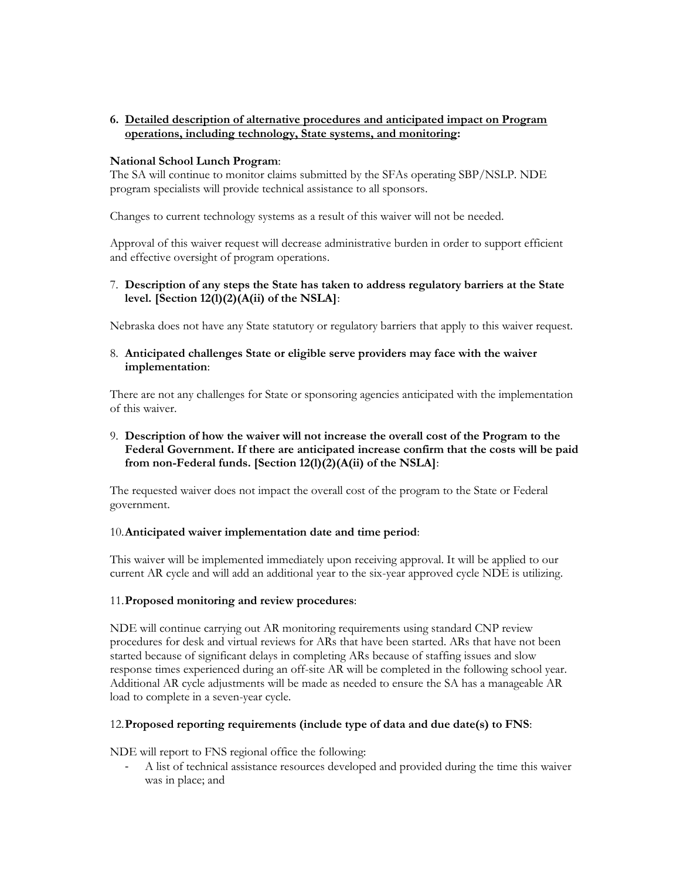6. **Detailed description of alternative procedures and anticipated impact on Program operations, including technology, State systems, and monitoring:**

**National School Lunch Program**:
The SA will continue to monitor claims submitted by the SFAs operating SBP/NSLP. NDE program specialists will provide technical assistance to all sponsors.

Changes to current technology systems as a result of this waiver will not be needed.

Approval of this waiver request will decrease administrative burden in order to support efficient and effective oversight of program operations.

7. **Description of any steps the State has taken to address regulatory barriers at the State level. [Section 12(l)(2)(A(ii) of the NSLA]**:

Nebraska does not have any State statutory or regulatory barriers that apply to this waiver request.

8. **Anticipated challenges State or eligible serve providers may face with the waiver implementation**:

There are not any challenges for State or sponsoring agencies anticipated with the implementation of this waiver.

9. **Description of how the waiver will not increase the overall cost of the Program to the Federal Government. If there are anticipated increase confirm that the costs will be paid from non-Federal funds. [Section 12(l)(2)(A(ii) of the NSLA]**:

The requested waiver does not impact the overall cost of the program to the State or Federal government.

10. **Anticipated waiver implementation date and time period**:

This waiver will be implemented immediately upon receiving approval. It will be applied to our current AR cycle and will add an additional year to the six-year approved cycle NDE is utilizing.

11. **Proposed monitoring and review procedures**:

NDE will continue carrying out AR monitoring requirements using standard CNP review procedures for desk and virtual reviews for ARs that have been started. ARs that have not been started because of significant delays in completing ARs because of staffing issues and slow response times experienced during an off-site AR will be completed in the following school year. Additional AR cycle adjustments will be made as needed to ensure the SA has a manageable AR load to complete in a seven-year cycle.

12. **Proposed reporting requirements (include type of data and due date(s) to FNS**:

NDE will report to FNS regional office the following:

- A list of technical assistance resources developed and provided during the time this waiver was in place; and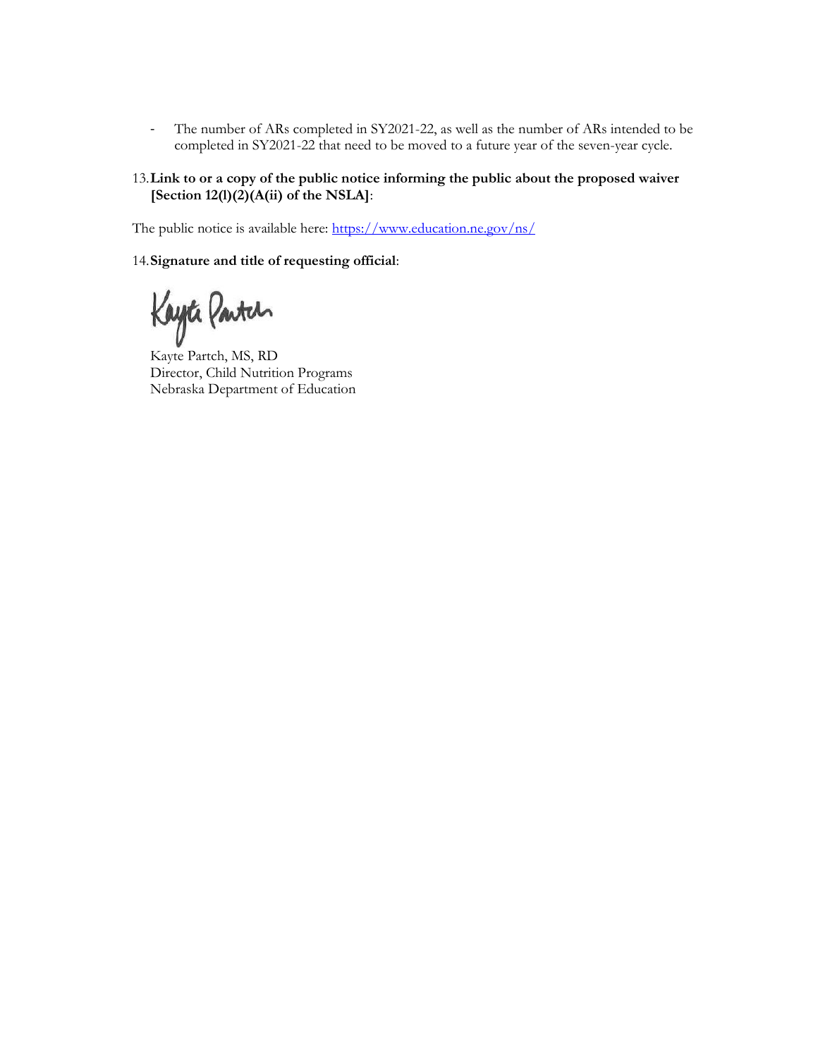- The number of ARs completed in SY2021-22, as well as the number of ARs intended to be completed in SY2021-22 that need to be moved to a future year of the seven-year cycle.

13. **Link to or a copy of the public notice informing the public about the proposed waiver [Section 12(l)(2)(A(ii) of the NSLA]**:

The public notice is available here: https://www.education.ne.gov/ns/

14. **Signature and title of requesting official**:

Kayte Partch

Kayte Partch, MS, RD
Director, Child Nutrition Programs
Nebraska Department of Education